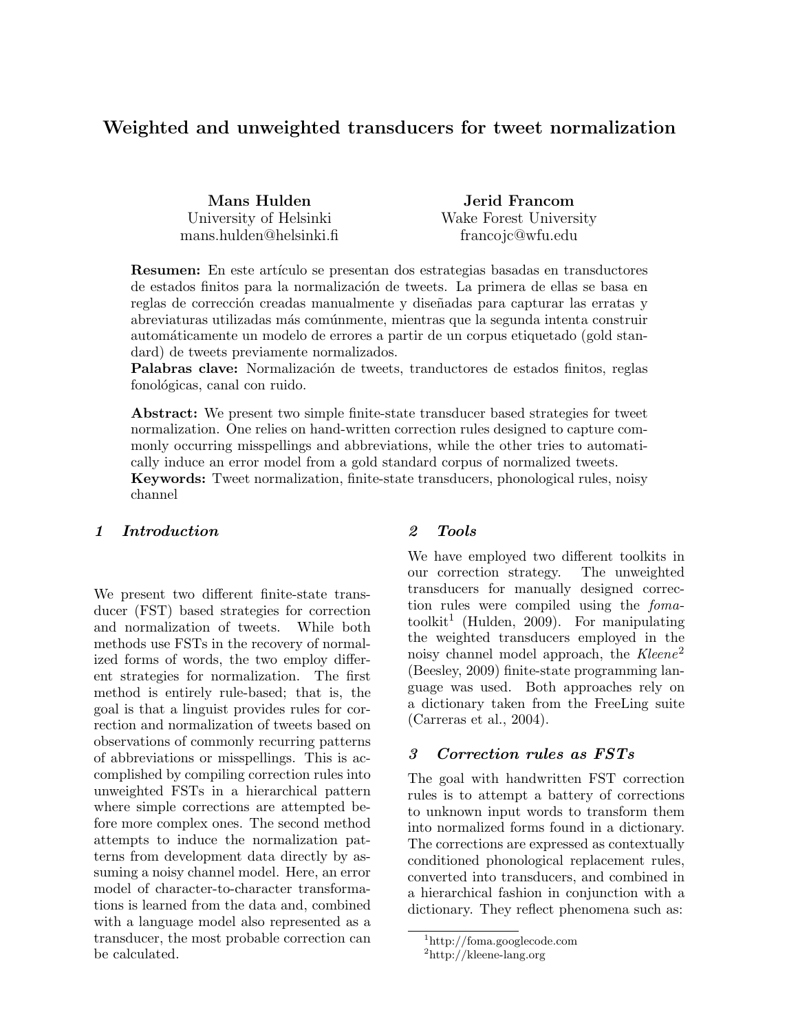# Weighted and unweighted transducers for tweet normalization

**Mans Hulden**
University of Helsinki
mans.hulden@helsinki.fi

**Jerid Francom**
Wake Forest University
francojc@wfu.edu

**Resumen:** En este artículo se presentan dos estrategias basadas en transductores de estados finitos para la normalización de tweets. La primera de ellas se basa en reglas de corrección creadas manualmente y diseñadas para capturar las erratas y abreviaturas utilizadas más comúnmente, mientras que la segunda intenta construir automáticamente un modelo de errores a partir de un corpus etiquetado (gold standard) de tweets previamente normalizados.
**Palabras clave:** Normalización de tweets, tranductores de estados finitos, reglas fonológicas, canal con ruido.

**Abstract:** We present two simple finite-state transducer based strategies for tweet normalization. One relies on hand-written correction rules designed to capture commonly occurring misspellings and abbreviations, while the other tries to automatically induce an error model from a gold standard corpus of normalized tweets.
**Keywords:** Tweet normalization, finite-state transducers, phonological rules, noisy channel

## 1 Introduction

We present two different finite-state transducer (FST) based strategies for correction and normalization of tweets. While both methods use FSTs in the recovery of normalized forms of words, the two employ different strategies for normalization. The first method is entirely rule-based; that is, the goal is that a linguist provides rules for correction and normalization of tweets based on observations of commonly recurring patterns of abbreviations or misspellings. This is accomplished by compiling correction rules into unweighted FSTs in a hierarchical pattern where simple corrections are attempted before more complex ones. The second method attempts to induce the normalization patterns from development data directly by assuming a noisy channel model. Here, an error model of character-to-character transformations is learned from the data and, combined with a language model also represented as a transducer, the most probable correction can be calculated.

## 2 Tools

We have employed two different toolkits in our correction strategy. The unweighted transducers for manually designed correction rules were compiled using the *foma*-toolkit[1] (Hulden, 2009). For manipulating the weighted transducers employed in the noisy channel model approach, the *Kleene*[2] (Beesley, 2009) finite-state programming language was used. Both approaches rely on a dictionary taken from the FreeLing suite (Carreras et al., 2004).

## 3 Correction rules as FSTs

The goal with handwritten FST correction rules is to attempt a battery of corrections to unknown input words to transform them into normalized forms found in a dictionary. The corrections are expressed as contextually conditioned phonological replacement rules, converted into transducers, and combined in a hierarchical fashion in conjunction with a dictionary. They reflect phenomena such as:

[1] http://foma.googlecode.com
[2] http://kleene-lang.org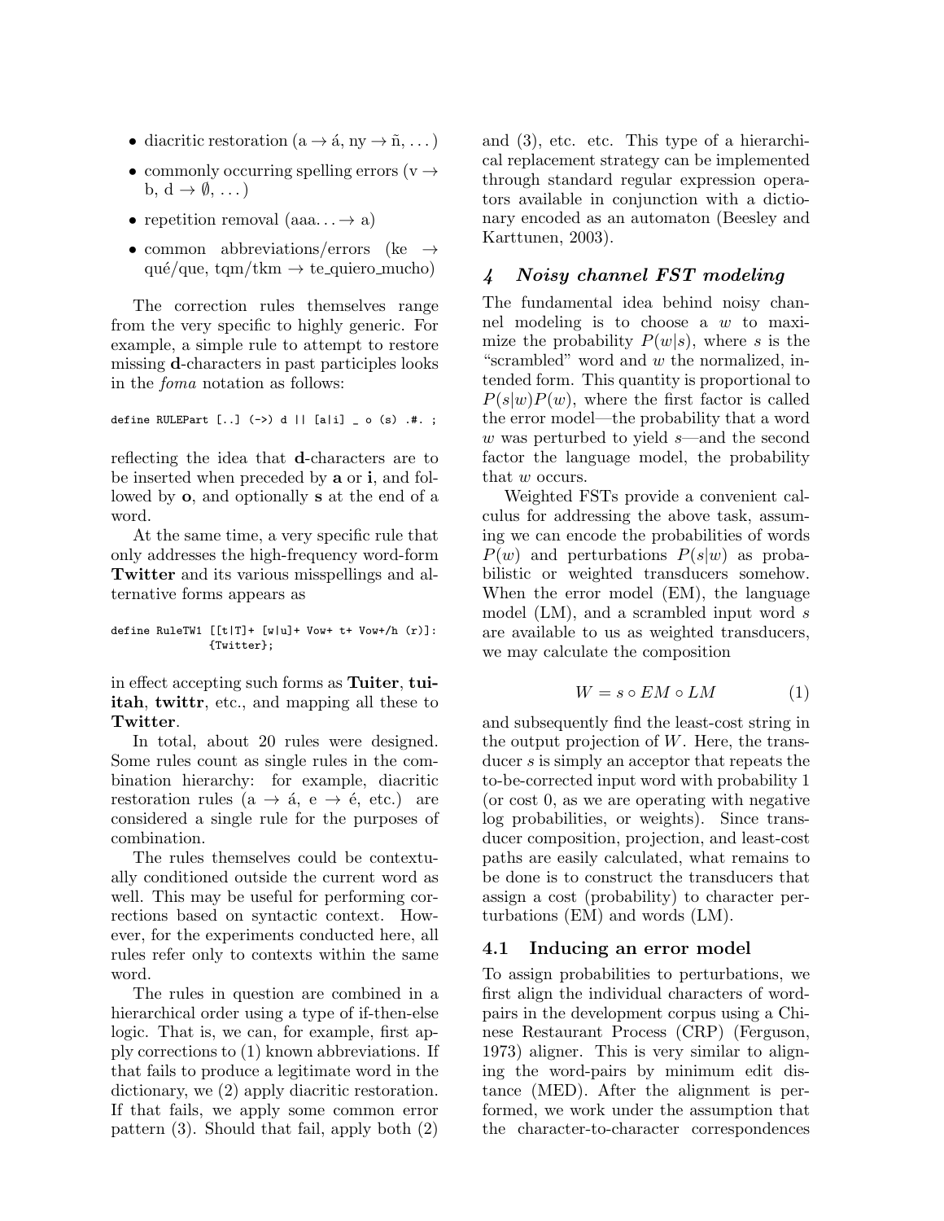- diacritic restoration (a → á, ny → ñ, ...)
- commonly occurring spelling errors (v → b, d → ∅, ...)
- repetition removal (aaa... → a)
- common abbreviations/errors (ke → qué/que, tqm/tkm → te_quiero_mucho)

The correction rules themselves range from the very specific to highly generic. For example, a simple rule to attempt to restore missing **d**-characters in past participles looks in the *foma* notation as follows:

```
define RULEPart [..] (->) d || [a|i] _ o (s) .#. ;
```

reflecting the idea that **d**-characters are to be inserted when preceded by **a** or **i**, and followed by **o**, and optionally **s** at the end of a word.

At the same time, a very specific rule that only addresses the high-frequency word-form **Twitter** and its various misspellings and alternative forms appears as

```
define RuleTW1 [[t|T]+ [w|u]+ Vow+ t+ Vow+/h (r)]:
               {Twitter};
```

in effect accepting such forms as **Tuiter**, **tuiitah**, **twittr**, etc., and mapping all these to **Twitter**.

In total, about 20 rules were designed. Some rules count as single rules in the combination hierarchy: for example, diacritic restoration rules (a → á, e → é, etc.) are considered a single rule for the purposes of combination.

The rules themselves could be contextually conditioned outside the current word as well. This may be useful for performing corrections based on syntactic context. However, for the experiments conducted here, all rules refer only to contexts within the same word.

The rules in question are combined in a hierarchical order using a type of if-then-else logic. That is, we can, for example, first apply corrections to (1) known abbreviations. If that fails to produce a legitimate word in the dictionary, we (2) apply diacritic restoration. If that fails, we apply some common error pattern (3). Should that fail, apply both (2) and (3), etc. etc. This type of a hierarchical replacement strategy can be implemented through standard regular expression operators available in conjunction with a dictionary encoded as an automaton (Beesley and Karttunen, 2003).

## 4 Noisy channel FST modeling

The fundamental idea behind noisy channel modeling is to choose a $w$ to maximize the probability $P(w|s)$, where $s$ is the "scrambled" word and $w$ the normalized, intended form. This quantity is proportional to $P(s|w)P(w)$, where the first factor is called the error model—the probability that a word $w$ was perturbed to yield $s$—and the second factor the language model, the probability that $w$ occurs.

Weighted FSTs provide a convenient calculus for addressing the above task, assuming we can encode the probabilities of words $P(w)$ and perturbations $P(s|w)$ as probabilistic or weighted transducers somehow. When the error model (EM), the language model (LM), and a scrambled input word $s$ are available to us as weighted transducers, we may calculate the composition

$$W = s \circ EM \circ LM \tag{1}$$

and subsequently find the least-cost string in the output projection of $W$. Here, the transducer $s$ is simply an acceptor that repeats the to-be-corrected input word with probability 1 (or cost 0, as we are operating with negative log probabilities, or weights). Since transducer composition, projection, and least-cost paths are easily calculated, what remains to be done is to construct the transducers that assign a cost (probability) to character perturbations (EM) and words (LM).

### 4.1 Inducing an error model

To assign probabilities to perturbations, we first align the individual characters of word-pairs in the development corpus using a Chinese Restaurant Process (CRP) (Ferguson, 1973) aligner. This is very similar to aligning the word-pairs by minimum edit distance (MED). After the alignment is performed, we work under the assumption that the character-to-character correspondences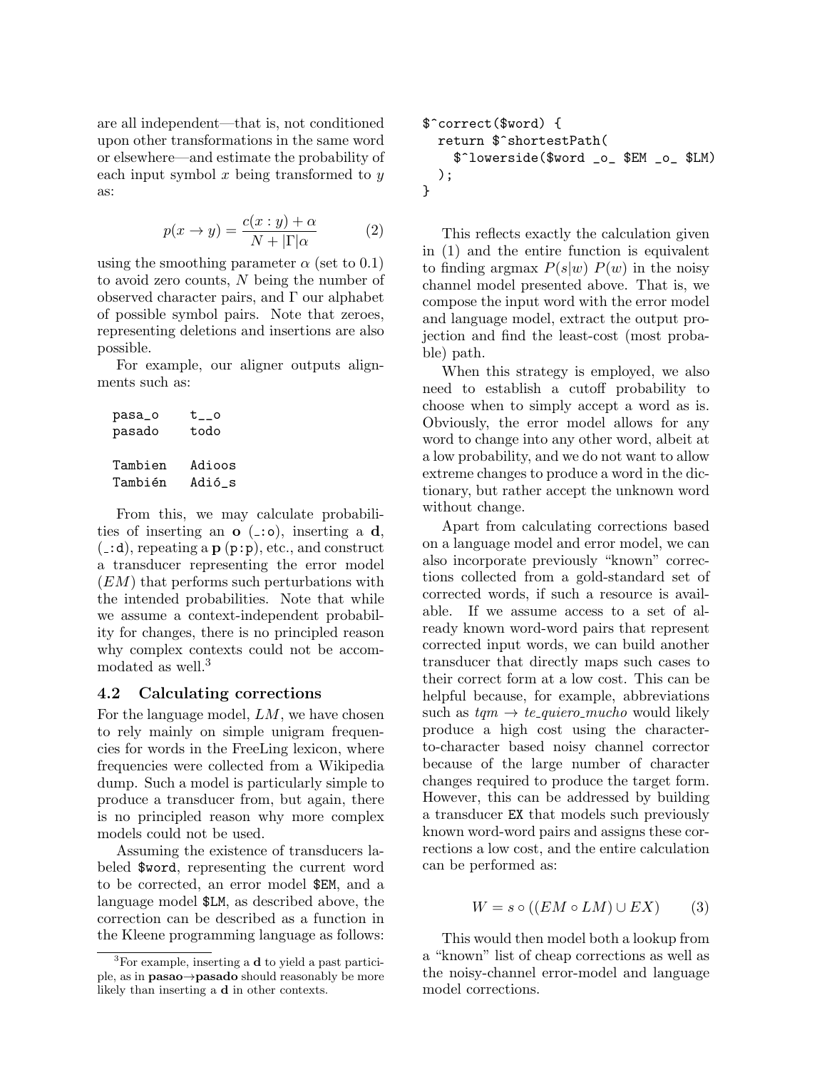are all independent—that is, not conditioned upon other transformations in the same word or elsewhere—and estimate the probability of each input symbol $x$ being transformed to $y$ as:

$$p(x \rightarrow y) = \frac{c(x:y) + \alpha}{N + |\Gamma|\alpha} \quad (2)$$

using the smoothing parameter $\alpha$ (set to 0.1) to avoid zero counts, $N$ being the number of observed character pairs, and $\Gamma$ our alphabet of possible symbol pairs. Note that zeroes, representing deletions and insertions are also possible.

For example, our aligner outputs alignments such as:

```
pasa_o     t__o
pasado     todo

Tambien    Adioos
También    Adió_s
```

From this, we may calculate probabilities of inserting an **o** (`_:o`), inserting a **d**, (`_:d`), repeating a **p** (`p:p`), etc., and construct a transducer representing the error model ($EM$) that performs such perturbations with the intended probabilities. Note that while we assume a context-independent probability for changes, there is no principled reason why complex contexts could not be accommodated as well.[3]

### 4.2 Calculating corrections

For the language model, $LM$, we have chosen to rely mainly on simple unigram frequencies for words in the FreeLing lexicon, where frequencies were collected from a Wikipedia dump. Such a model is particularly simple to produce a transducer from, but again, there is no principled reason why more complex models could not be used.

Assuming the existence of transducers labeled `$word`, representing the current word to be corrected, an error model `$EM`, and a language model `$LM`, as described above, the correction can be described as a function in the Kleene programming language as follows:

```
$^correct($word) {
  return $^shortestPath(
    $^lowerside($word _o_ $EM _o_ $LM)
  );
}
```

This reflects exactly the calculation given in (1) and the entire function is equivalent to finding argmax $P(s|w)\ P(w)$ in the noisy channel model presented above. That is, we compose the input word with the error model and language model, extract the output projection and find the least-cost (most probable) path.

When this strategy is employed, we also need to establish a cutoff probability to choose when to simply accept a word as is. Obviously, the error model allows for any word to change into any other word, albeit at a low probability, and we do not want to allow extreme changes to produce a word in the dictionary, but rather accept the unknown word without change.

Apart from calculating corrections based on a language model and error model, we can also incorporate previously "known" corrections collected from a gold-standard set of corrected words, if such a resource is available. If we assume access to a set of already known word-word pairs that represent corrected input words, we can build another transducer that directly maps such cases to their correct form at a low cost. This can be helpful because, for example, abbreviations such as *tqm* → *te_quiero_mucho* would likely produce a high cost using the character-to-character based noisy channel corrector because of the large number of character changes required to produce the target form. However, this can be addressed by building a transducer `EX` that models such previously known word-word pairs and assigns these corrections a low cost, and the entire calculation can be performed as:

$$W = s \circ ((EM \circ LM) \cup EX) \quad (3)$$

This would then model both a lookup from a "known" list of cheap corrections as well as the noisy-channel error-model and language model corrections.

[3] For example, inserting a **d** to yield a past participle, as in **pasao**→**pasado** should reasonably be more likely than inserting a **d** in other contexts.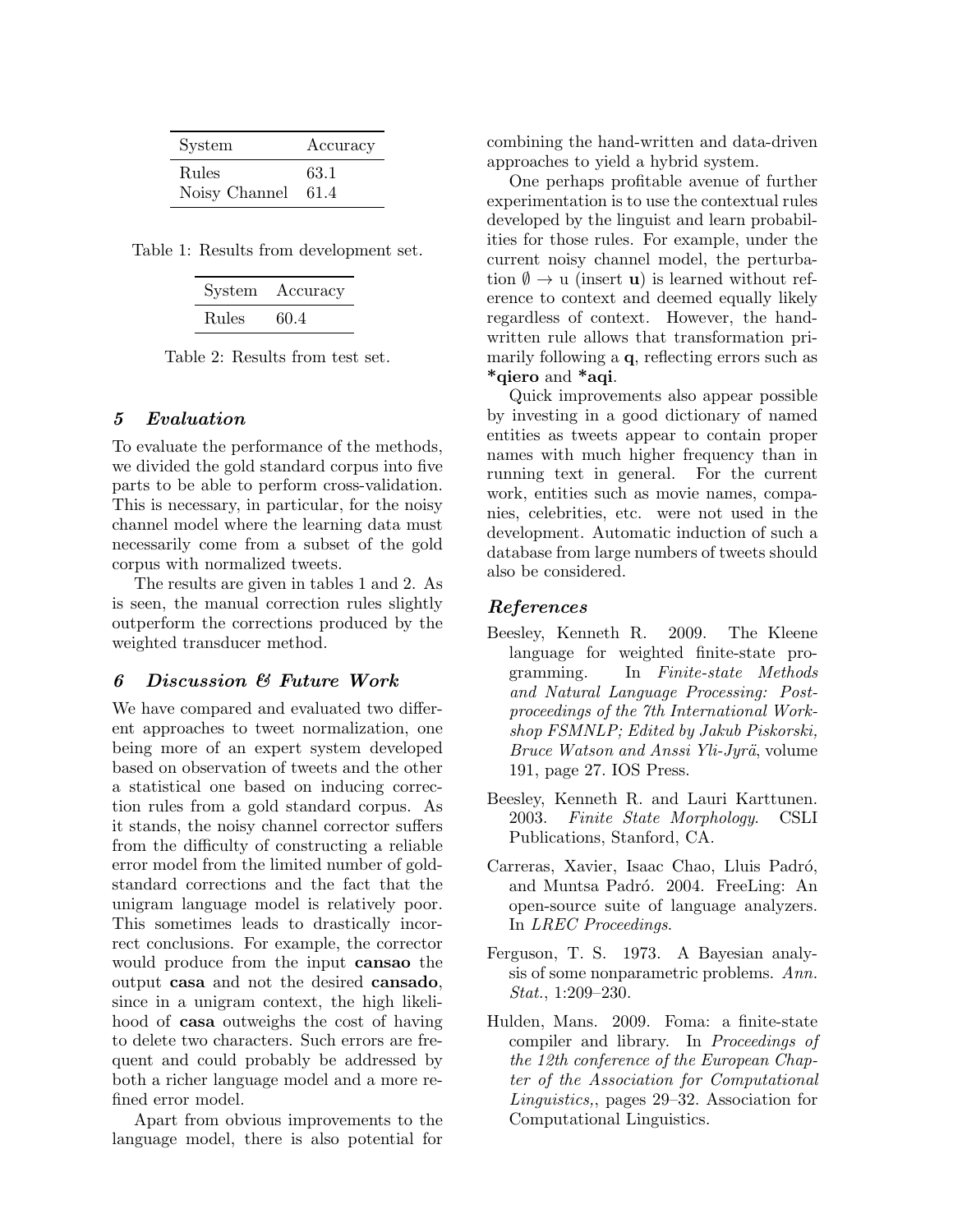| System | Accuracy |
|---|---|
| Rules | 63.1 |
| Noisy Channel | 61.4 |

Table 1: Results from development set.

| System | Accuracy |
|---|---|
| Rules | 60.4 |

Table 2: Results from test set.

## 5 Evaluation

To evaluate the performance of the methods, we divided the gold standard corpus into five parts to be able to perform cross-validation. This is necessary, in particular, for the noisy channel model where the learning data must necessarily come from a subset of the gold corpus with normalized tweets.

The results are given in tables 1 and 2. As is seen, the manual correction rules slightly outperform the corrections produced by the weighted transducer method.

## 6 Discussion & Future Work

We have compared and evaluated two different approaches to tweet normalization, one being more of an expert system developed based on observation of tweets and the other a statistical one based on inducing correction rules from a gold standard corpus. As it stands, the noisy channel corrector suffers from the difficulty of constructing a reliable error model from the limited number of gold-standard corrections and the fact that the unigram language model is relatively poor. This sometimes leads to drastically incorrect conclusions. For example, the corrector would produce from the input **cansao** the output **casa** and not the desired **cansado**, since in a unigram context, the high likelihood of **casa** outweighs the cost of having to delete two characters. Such errors are frequent and could probably be addressed by both a richer language model and a more refined error model.

Apart from obvious improvements to the language model, there is also potential for combining the hand-written and data-driven approaches to yield a hybrid system.

One perhaps profitable avenue of further experimentation is to use the contextual rules developed by the linguist and learn probabilities for those rules. For example, under the current noisy channel model, the perturbation $\emptyset \rightarrow$ u (insert **u**) is learned without reference to context and deemed equally likely regardless of context. However, the hand-written rule allows that transformation primarily following a **q**, reflecting errors such as **\*qiero** and **\*aqi**.

Quick improvements also appear possible by investing in a good dictionary of named entities as tweets appear to contain proper names with much higher frequency than in running text in general. For the current work, entities such as movie names, companies, celebrities, etc. were not used in the development. Automatic induction of such a database from large numbers of tweets should also be considered.

## References

Beesley, Kenneth R. 2009. The Kleene language for weighted finite-state programming. In *Finite-state Methods and Natural Language Processing: Post-proceedings of the 7th International Workshop FSMNLP; Edited by Jakub Piskorski, Bruce Watson and Anssi Yli-Jyrä*, volume 191, page 27. IOS Press.

Beesley, Kenneth R. and Lauri Karttunen. 2003. *Finite State Morphology*. CSLI Publications, Stanford, CA.

Carreras, Xavier, Isaac Chao, Lluis Padró, and Muntsa Padró. 2004. FreeLing: An open-source suite of language analyzers. In *LREC Proceedings*.

Ferguson, T. S. 1973. A Bayesian analysis of some nonparametric problems. *Ann. Stat.*, 1:209–230.

Hulden, Mans. 2009. Foma: a finite-state compiler and library. In *Proceedings of the 12th conference of the European Chapter of the Association for Computational Linguistics,*, pages 29–32. Association for Computational Linguistics.